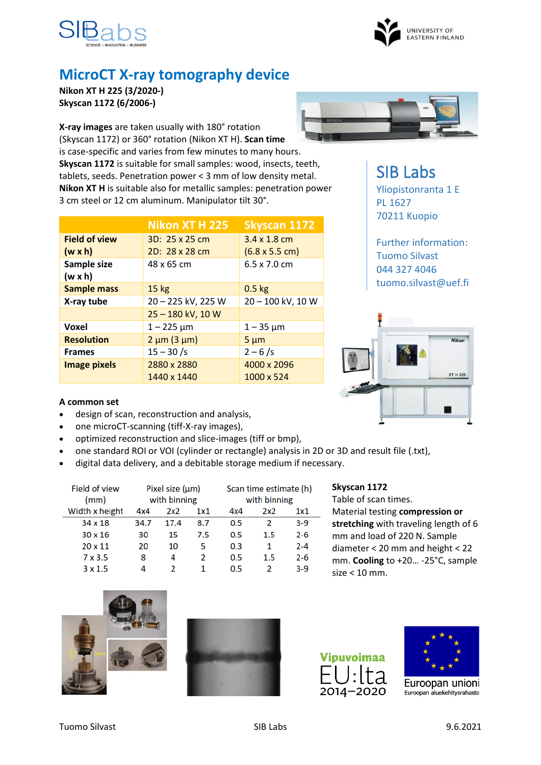# MicroCT X-ray tomography device

**Nikon XT H 225 (3/2020-)**
**Skyscan 1172 (6/2006-)**

**X-ray images** are taken usually with 180° rotation (Skyscan 1172) or 360° rotation (Nikon XT H). **Scan time** is case-specific and varies from few minutes to many hours. **Skyscan 1172** is suitable for small samples: wood, insects, teeth, tablets, seeds. Penetration power < 3 mm of low density metal. **Nikon XT H** is suitable also for metallic samples: penetration power 3 cm steel or 12 cm aluminum. Manipulator tilt 30°.

| | Nikon XT H 225 | Skyscan 1172 |
|---|---|---|
| **Field of view (w x h)** | 3D: 25 x 25 cm<br>2D: 28 x 28 cm | 3.4 x 1.8 cm<br>(6.8 x 5.5 cm) |
| **Sample size (w x h)** | 48 x 65 cm | 6.5 x 7.0 cm |
| **Sample mass** | 15 kg | 0.5 kg |
| **X-ray tube** | 20 – 225 kV, 225 W<br>25 – 180 kV, 10 W | 20 – 100 kV, 10 W |
| **Voxel** | 1 – 225 µm | 1 – 35 µm |
| **Resolution** | 2 µm (3 µm) | 5 µm |
| **Frames** | 15 – 30 /s | 2 – 6 /s |
| **Image pixels** | 2880 x 2880<br>1440 x 1440 | 4000 x 2096<br>1000 x 524 |

## SIB Labs

Yliopistonranta 1 E
PL 1627
70211 Kuopio

Further information:
Tuomo Silvast
044 327 4046
tuomo.silvast@uef.fi

**A common set**

- design of scan, reconstruction and analysis,
- one microCT-scanning (tiff-X-ray images),
- optimized reconstruction and slice-images (tiff or bmp),
- one standard ROI or VOI (cylinder or rectangle) analysis in 2D or 3D and result file (.txt),
- digital data delivery, and a debitable storage medium if necessary.

| Field of view (mm) | Pixel size (µm) with binning | | | Scan time estimate (h) with binning | | |
|---|---|---|---|---|---|---|
| Width x height | 4x4 | 2x2 | 1x1 | 4x4 | 2x2 | 1x1 |
| 34 x 18 | 34.7 | 17.4 | 8.7 | 0.5 | 2 | 3-9 |
| 30 x 16 | 30 | 15 | 7.5 | 0.5 | 1.5 | 2-6 |
| 20 x 11 | 20 | 10 | 5 | 0.3 | 1 | 2-4 |
| 7 x 3.5 | 8 | 4 | 2 | 0.5 | 1.5 | 2-6 |
| 3 x 1.5 | 4 | 2 | 1 | 0.5 | 2 | 3-9 |

**Skyscan 1172**
Table of scan times.
Material testing **compression or stretching** with traveling length of 6 mm and load of 220 N. Sample diameter < 20 mm and height < 22 mm. **Cooling** to +20… -25°C, sample size < 10 mm.

Vipuvoimaa EU:lta 2014–2020

Euroopan unioni
Euroopan aluekehitysrahasto

Tuomo Silvast SIB Labs 9.6.2021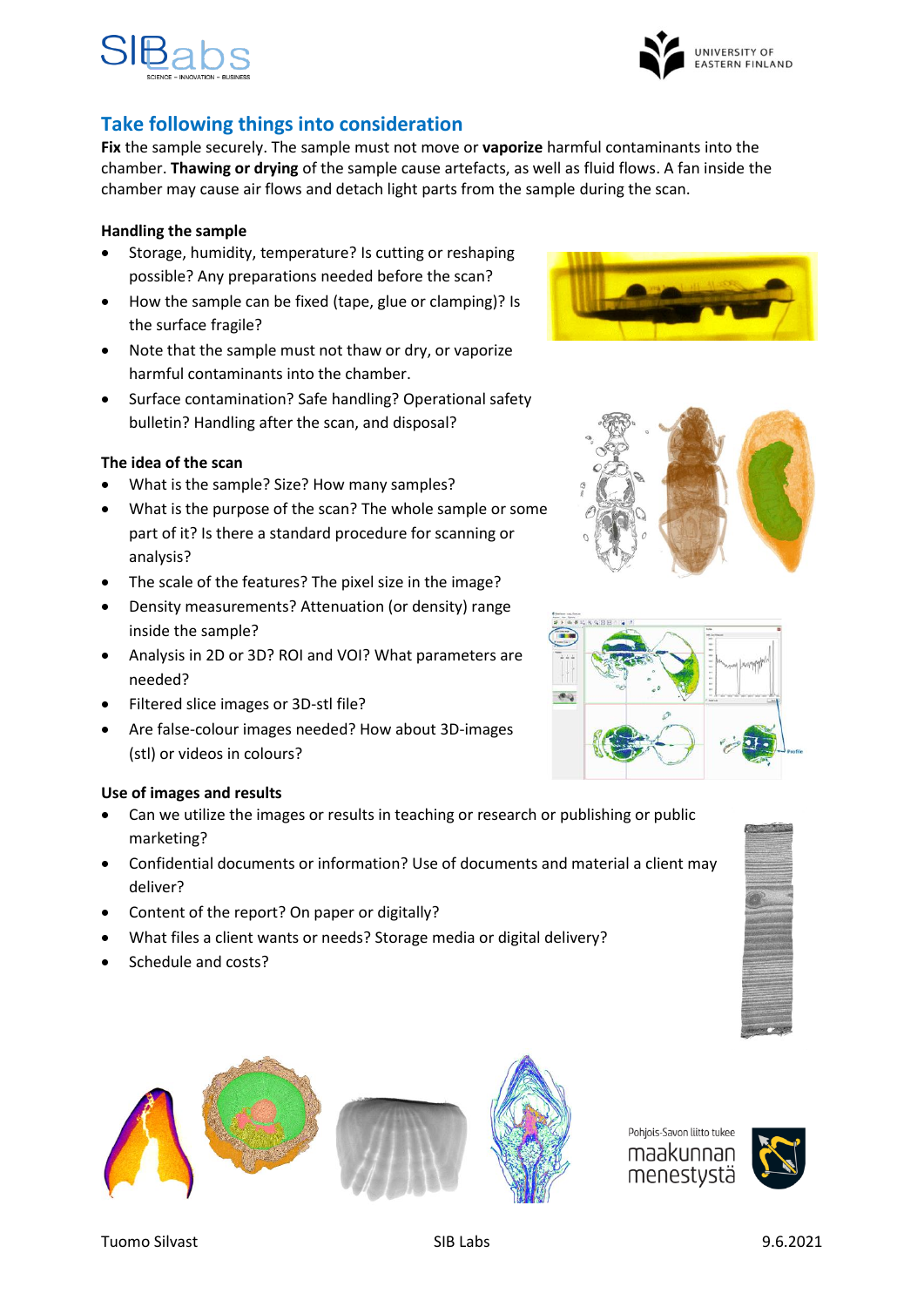## Take following things into consideration

**Fix** the sample securely. The sample must not move or **vaporize** harmful contaminants into the chamber. **Thawing or drying** of the sample cause artefacts, as well as fluid flows. A fan inside the chamber may cause air flows and detach light parts from the sample during the scan.

**Handling the sample**

- Storage, humidity, temperature? Is cutting or reshaping possible? Any preparations needed before the scan?
- How the sample can be fixed (tape, glue or clamping)? Is the surface fragile?
- Note that the sample must not thaw or dry, or vaporize harmful contaminants into the chamber.
- Surface contamination? Safe handling? Operational safety bulletin? Handling after the scan, and disposal?

**The idea of the scan**

- What is the sample? Size? How many samples?
- What is the purpose of the scan? The whole sample or some part of it? Is there a standard procedure for scanning or analysis?
- The scale of the features? The pixel size in the image?
- Density measurements? Attenuation (or density) range inside the sample?
- Analysis in 2D or 3D? ROI and VOI? What parameters are needed?
- Filtered slice images or 3D-stl file?
- Are false-colour images needed? How about 3D-images (stl) or videos in colours?

**Use of images and results**

- Can we utilize the images or results in teaching or research or publishing or public marketing?
- Confidential documents or information? Use of documents and material a client may deliver?
- Content of the report? On paper or digitally?
- What files a client wants or needs? Storage media or digital delivery?
- Schedule and costs?

Pohjois-Savon liitto tukee maakunnan menestystä

Tuomo Silvast SIB Labs 9.6.2021